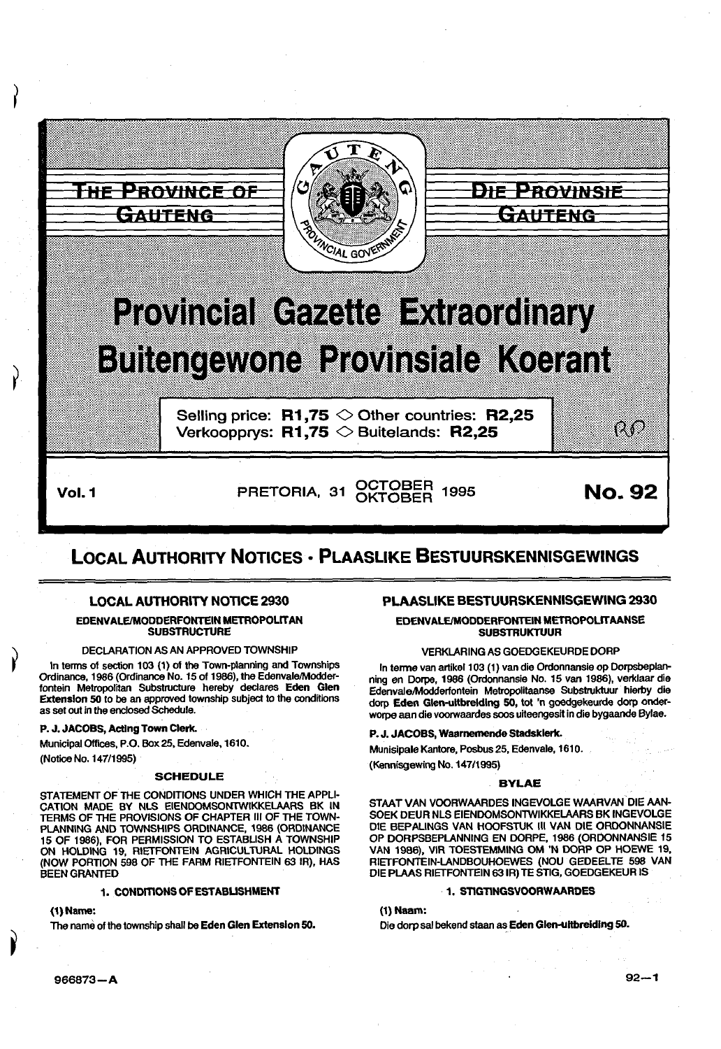# THE PROVINCE OF GAUTENG

# DIE PROVINSIE GAUTENG

# Provincial Gazette Extraordinary

# Buitengewone Provinsiale Koerant

Selling price: **R1,75** ◇ Other countries: **R2,25**
Verkoopprys: **R1,75** ◇ Buitelands: **R2,25**

**Vol. 1** PRETORIA, 31 OCTOBER / OKTOBER 1995 **No. 92**

## LOCAL AUTHORITY NOTICES · PLAASLIKE BESTUURSKENNISGEWINGS

### LOCAL AUTHORITY NOTICE 2930

**EDENVALE/MODDERFONTEIN METROPOLITAN SUBSTRUCTURE**

DECLARATION AS AN APPROVED TOWNSHIP

In terms of section 103 (1) of the Town-planning and Townships Ordinance, 1986 (Ordinance No. 15 of 1986), the Edenvale/Modderfontein Metropolitan Substructure hereby declares **Eden Glen Extension 50** to be an approved township subject to the conditions as set out in the enclosed Schedule.

**P. J. JACOBS, Acting Town Clerk.**

Municipal Offices, P.O. Box 25, Edenvale, 1610.

(Notice No. 147/1995)

#### SCHEDULE

STATEMENT OF THE CONDITIONS UNDER WHICH THE APPLICATION MADE BY NLS EIENDOMSONTWIKKELAARS BK IN TERMS OF THE PROVISIONS OF CHAPTER III OF THE TOWN-PLANNING AND TOWNSHIPS ORDINANCE, 1986 (ORDINANCE 15 OF 1986), FOR PERMISSION TO ESTABLISH A TOWNSHIP ON HOLDING 19, RIETFONTEIN AGRICULTURAL HOLDINGS (NOW PORTION 598 OF THE FARM RIETFONTEIN 63 IR), HAS BEEN GRANTED

**1. CONDITIONS OF ESTABLISHMENT**

**(1) Name:**

The name of the township shall be **Eden Glen Extension 50.**

### PLAASLIKE BESTUURSKENNISGEWING 2930

**EDENVALE/MODDERFONTEIN METROPOLITAANSE SUBSTRUKTUUR**

VERKLARING AS GOEDGEKEURDE DORP

In terme van artikel 103 (1) van die Ordonnansie op Dorpsbeplanning en Dorpe, 1986 (Ordonnansie No. 15 van 1986), verklaar die Edenvale/Modderfontein Metropolitaanse Substruktuur hierby die dorp **Eden Glen-uitbreiding 50**, tot 'n goedgekeurde dorp onderworpe aan die voorwaardes soos uiteengesit in die bygaande Bylae.

**P. J. JACOBS, Waarnemende Stadsklerk.**

Munisipale Kantore, Posbus 25, Edenvale, 1610.

(Kennisgewing No. 147/1995)

#### BYLAE

STAAT VAN VOORWAARDES INGEVOLGE WAARVAN DIE AANSOEK DEUR NLS EIENDOMSONTWIKKELAARS BK INGEVOLGE DIE BEPALINGS VAN HOOFSTUK III VAN DIE ORDONNANSIE OP DORPSBEPLANNING EN DORPE, 1986 (ORDONNANSIE 15 VAN 1986), VIR TOESTEMMING OM 'N DORP OP HOEWE 19, RIETFONTEIN-LANDBOUHOEWES (NOU GEDEELTE 598 VAN DIE PLAAS RIETFONTEIN 63 IR) TE STIG, GOEDGEKEUR IS

**1. STIGTINGSVOORWAARDES**

**(1) Naam:**

Die dorp sal bekend staan as **Eden Glen-uitbreiding 50.**

966873—A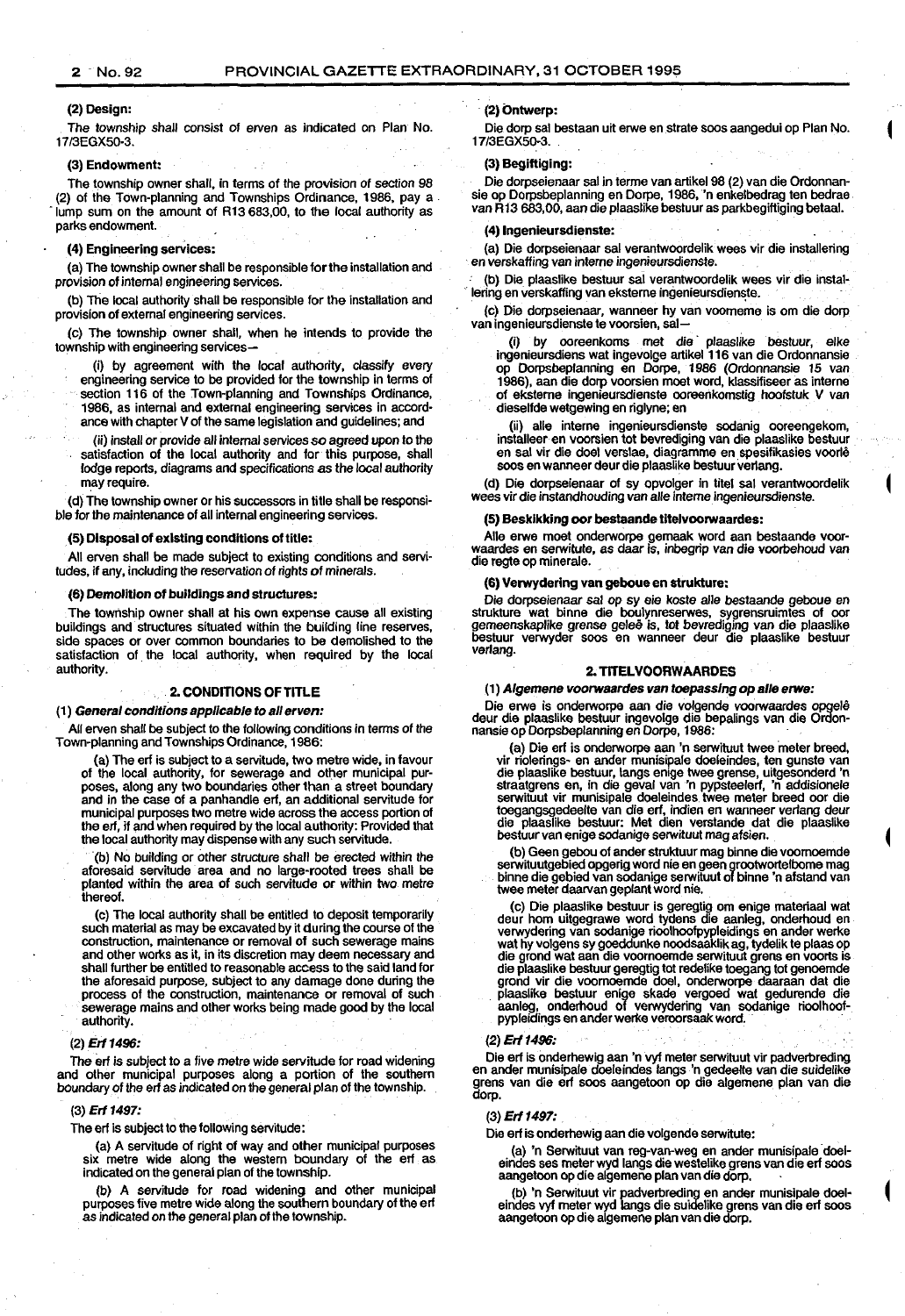#### (2) Design:

The township shall consist of erven as indicated on Plan No. 17/3EGX50-3.

#### (3) Endowment:

The township owner shall, in terms of the provision of section 98 (2) of the Town-planning and Townships Ordinance, 1986, pay a lump sum on the amount of R13 683,00, to the local authority as parks endowment.

#### (4) Engineering services:

(a) The township owner shall be responsible for the installation and provision of internal engineering services.

(b) The local authority shall be responsible for the installation and provision of external engineering services.

(c) The township owner shall, when he intends to provide the township with engineering services—

(i) by agreement with the local authority, classify every engineering service to be provided for the township in terms of section 116 of the Town-planning and Townships Ordinance, 1986, as internal and external engineering services in accordance with chapter V of the same legislation and guidelines; and

(ii) install or provide all internal services so agreed upon to the satisfaction of the local authority and for this purpose, shall lodge reports, diagrams and specifications as the local authority may require.

(d) The township owner or his successors in title shall be responsible for the maintenance of all internal engineering services.

#### (5) Disposal of existing conditions of title:

All erven shall be made subject to existing conditions and servitudes, if any, including the reservation of rights of minerals.

#### (6) Demolition of buildings and structures:

The township owner shall at his own expense cause all existing buildings and structures situated within the building line reserves, side spaces or over common boundaries to be demolished to the satisfaction of the local authority, when required by the local authority.

### 2. CONDITIONS OF TITLE

#### (1) *General conditions applicable to all erven:*

All erven shall be subject to the following conditions in terms of the Town-planning and Townships Ordinance, 1986:

(a) The erf is subject to a servitude, two metre wide, in favour of the local authority, for sewerage and other municipal purposes, along any two boundaries other than a street boundary and in the case of a panhandle erf, an additional servitude for municipal purposes two metre wide across the access portion of the erf, if and when required by the local authority: Provided that the local authority may dispense with any such servitude.

(b) No building or other structure shall be erected within the aforesaid servitude area and no large-rooted trees shall be planted within the area of such servitude or within two metre thereof.

(c) The local authority shall be entitled to deposit temporarily such material as may be excavated by it during the course of the construction, maintenance or removal of such sewerage mains and other works as it, in its discretion may deem necessary and shall further be entitled to reasonable access to the said land for the aforesaid purpose, subject to any damage done during the process of the construction, maintenance or removal of such sewerage mains and other works being made good by the local authority.

#### (2) *Erf 1496:*

The erf is subject to a five metre wide servitude for road widening and other municipal purposes along a portion of the southern boundary of the erf as indicated on the general plan of the township.

#### (3) *Erf 1497:*

The erf is subject to the following servitude:

(a) A servitude of right of way and other municipal purposes six metre wide along the western boundary of the erf as indicated on the general plan of the township.

(b) A servitude for road widening and other municipal purposes five metre wide along the southern boundary of the erf as indicated on the general plan of the township.

#### (2) Ontwerp:

Die dorp sal bestaan uit erwe en strate soos aangedui op Plan No. 17/3EGX50-3.

#### (3) Begiftiging:

Die dorpseienaar sal in terme van artikel 98 (2) van die Ordonnansie op Dorpsbeplanning en Dorpe, 1986, 'n enkelbedrag ten bedrae van R13 683,00, aan die plaaslike bestuur as parkbegiftiging betaal.

#### (4) Ingenieursdienste:

(a) Die dorpseienaar sal verantwoordelik wees vir die installering en verskaffing van interne ingenieursdienste.

(b) Die plaaslike bestuur sal verantwoordelik wees vir die installering en verskaffing van eksterne ingenieursdienste.

(c) Die dorpseienaar, wanneer hy van voorneme is om die dorp van ingenieursdienste te voorsien, sal—

(i) by ooreenkoms met die plaaslike bestuur, elke ingenieursdiens wat ingevolge artikel 116 van die Ordonnansie op Dorpsbeplanning en Dorpe, 1986 (Ordonnansie 15 van 1986), aan die dorp voorsien moet word, klassifiseer as interne of eksterne ingenieursdienste ooreenkomstig hoofstuk V van dieselfde wetgewing en riglyne; en

(ii) alle interne ingenieursdienste sodanig ooreengekom, installeer en voorsien tot bevrediging van die plaaslike bestuur en sal vir die doel verslae, diagramme en spesifikasies voorlê soos en wanneer deur die plaaslike bestuur verlang.

(d) Die dorpseienaar of sy opvolger in titel sal verantwoordelik wees vir die instandhouding van alle interne ingenieursdienste.

#### (5) Beskikking oor bestaande titelvoorwaardes:

Alle erwe moet onderworpe gemaak word aan bestaande voorwaardes en serwitute, as daar is, inbegrip van die voorbehoud van die regte op minerale.

#### (6) Verwydering van geboue en strukture:

Die dorpseienaar sal op sy eie koste alle bestaande geboue en strukture wat binne die boulynreserwes, sygrensruimtes of oor gemeenskaplike grense geleë is, tot bevrediging van die plaaslike bestuur verwyder soos en wanneer deur die plaaslike bestuur verlang.

### 2. TITELVOORWAARDES

#### (1) *Algemene voorwaardes van toepassing op alle erwe:*

Die erwe is onderworpe aan die volgende voorwaardes opgelê deur die plaaslike bestuur ingevolge die bepalings van die Ordonnansie op Dorpsbeplanning en Dorpe, 1986:

(a) Die erf is onderworpe aan 'n serwituut twee meter breed, vir riolerings- en ander munisipale doeleindes, ten gunste van die plaaslike bestuur, langs enige twee grense, uitgesonderd 'n straatgrens en, in die geval van 'n pypsteelerf, 'n addisionele serwituut vir munisipale doeleindes twee meter breed oor die toegangsgedeelte van die erf, indien en wanneer verlang deur die plaaslike bestuur: Met dien verstande dat die plaaslike bestuur van enige sodanige serwituut mag afsien.

(b) Geen gebou of ander struktuur mag binne die voornoemde serwituutgebied opgerig word nie en geen grootwortelbome mag binne die gebied van sodanige serwituut of binne 'n afstand van twee meter daarvan geplant word nie.

(c) Die plaaslike bestuur is geregtig om enige materiaal wat deur hom uitgegrawe word tydens die aanleg, onderhoud en verwydering van sodanige rioolhoofpypleidings en ander werke wat hy volgens sy goeddunke noodsaaklik ag, tydelik te plaas op die grond wat aan die voornoemde serwituut grens en voorts is die plaaslike bestuur geregtig tot redelike toegang tot genoemde grond vir die voornoemde doel, onderworpe daaraan dat die plaaslike bestuur enige skade vergoed wat gedurende die aanleg, onderhoud of verwydering van sodanige rioolhoofpypleidings en ander werke veroorsaak word.

#### (2) *Erf 1496:*

Die erf is onderhewig aan 'n vyf meter serwituut vir padverbreding en ander munisipale doeleindes langs 'n gedeelte van die suidelike grens van die erf soos aangetoon op die algemene plan van die dorp.

#### (3) *Erf 1497:*

Die erf is onderhewig aan die volgende serwitute:

(a) 'n Serwituut van reg-van-weg en ander munisipale doeleindes ses meter wyd langs die westelike grens van die erf soos aangetoon op die algemene plan van die dorp.

(b) 'n Serwituut vir padverbreding en ander munisipale doeleindes vyf meter wyd langs die suidelike grens van die erf soos aangetoon op die algemene plan van die dorp.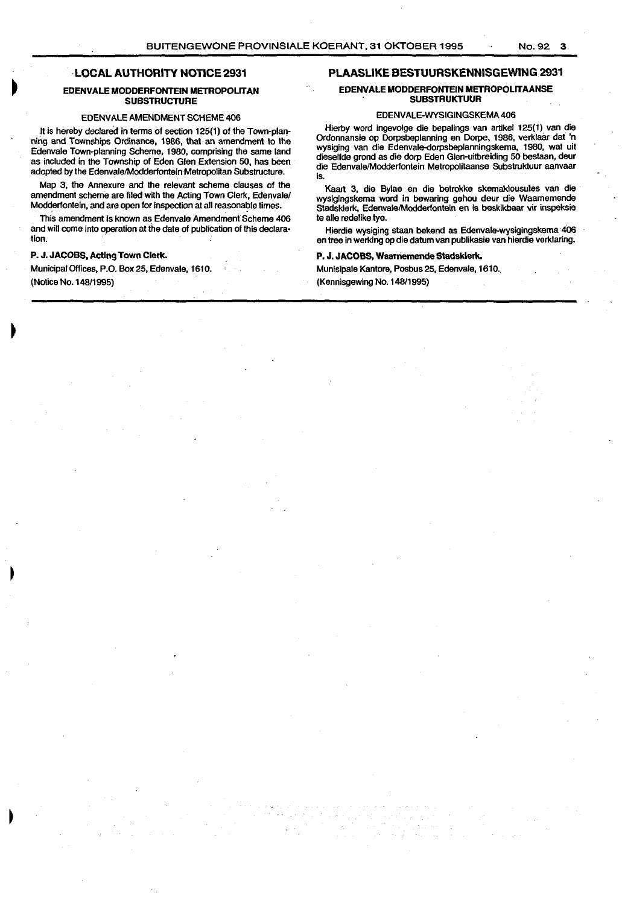## LOCAL AUTHORITY NOTICE 2931

### EDENVALE MODDERFONTEIN METROPOLITAN SUBSTRUCTURE

EDENVALE AMENDMENT SCHEME 406

It is hereby declared in terms of section 125(1) of the Town-planning and Townships Ordinance, 1986, that an amendment to the Edenvale Town-planning Scheme, 1980, comprising the same land as included in the Township of Eden Glen Extension 50, has been adopted by the Edenvale/Modderfontein Metropolitan Substructure.

Map 3, the Annexure and the relevant scheme clauses of the amendment scheme are filed with the Acting Town Clerk, Edenvale/Modderfontein, and are open for inspection at all reasonable times.

This amendment is known as Edenvale Amendment Scheme 406 and will come into operation at the date of publication of this declaration.

**P. J. JACOBS, Acting Town Clerk.**

Municipal Offices, P.O. Box 25, Edenvale, 1610.

(Notice No. 148/1995)

## PLAASLIKE BESTUURSKENNISGEWING 2931

### EDENVALE MODDERFONTEIN METROPOLITAANSE SUBSTRUKTUUR

EDENVALE-WYSIGINGSKEMA 406

Hierby word ingevolge die bepalings van artikel 125(1) van die Ordonnansie op Dorpsbeplanning en Dorpe, 1986, verklaar dat 'n wysiging van die Edenvale-dorpsbeplanningskema, 1980, wat uit dieselfde grond as die dorp Eden Glen-uitbreiding 50 bestaan, deur die Edenvale/Modderfontein Metropolitaanse Substruktuur aanvaar is.

Kaart 3, die Bylae en die betrokke skemaklousules van die wysigingskema word in bewaring gehou deur die Waarnemende Stadsklerk, Edenvale/Modderfontein en is beskikbaar vir inspeksie te alle redelike tye.

Hierdie wysiging staan bekend as Edenvale-wysigingskema 406 en tree in werking op die datum van publikasie van hierdie verklaring.

**P. J. JACOBS, Waarnemende Stadsklerk.**

Munisipale Kantore, Posbus 25, Edenvale, 1610.

(Kennisgewing No. 148/1995)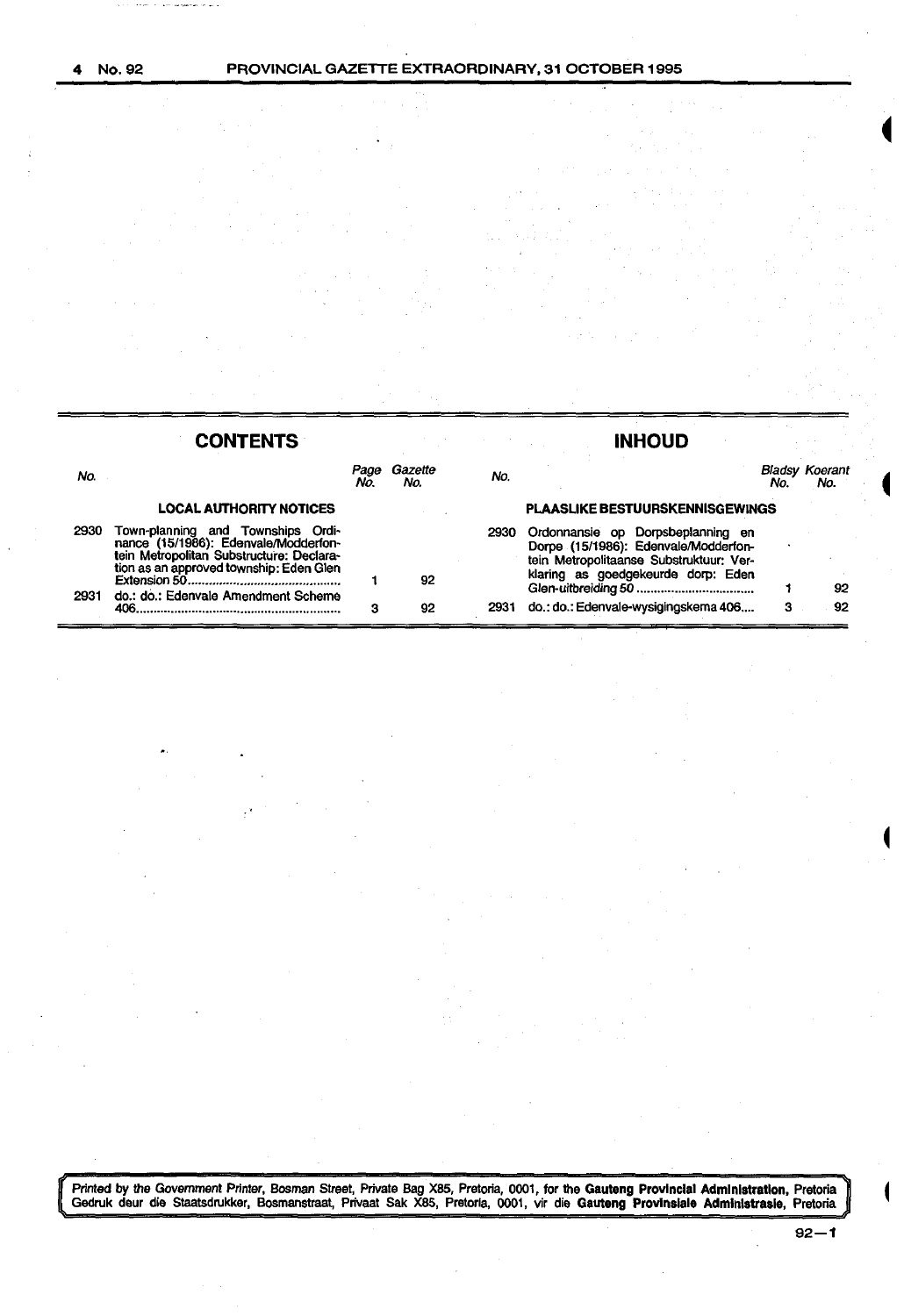## CONTENTS

| No. | | Page No. | Gazette No. |
|---|---|---|---|
| | **LOCAL AUTHORITY NOTICES** | | |
| 2930 | Town-planning and Townships Ordinance (15/1986): Edenvale/Modderfontein Metropolitan Substructure: Declaration as an approved township: Eden Glen Extension 50 | 1 | 92 |
| 2931 | do.: do.: Edenvale Amendment Scheme 406 | 3 | 92 |

## INHOUD

| No. | | Bladsy No. | Koerant No. |
|---|---|---|---|
| | **PLAASLIKE BESTUURSKENNISGEWINGS** | | |
| 2930 | Ordonnansie op Dorpsbeplanning en Dorpe (15/1986): Edenvale/Modderfontein Metropolitaanse Substruktuur: Verklaring as goedgekeurde dorp: Eden Glen-uitbreiding 50 | 1 | 92 |
| 2931 | do.: do.: Edenvale-wysigingskema 406 | 3 | 92 |

Printed by the Government Printer, Bosman Street, Private Bag X85, Pretoria, 0001, for the **Gauteng Provincial Administration**, Pretoria
Gedruk deur die Staatsdrukker, Bosmanstraat, Privaat Sak X85, Pretoria, 0001, vir die **Gauteng Provinsiale Administrasie**, Pretoria

92—1